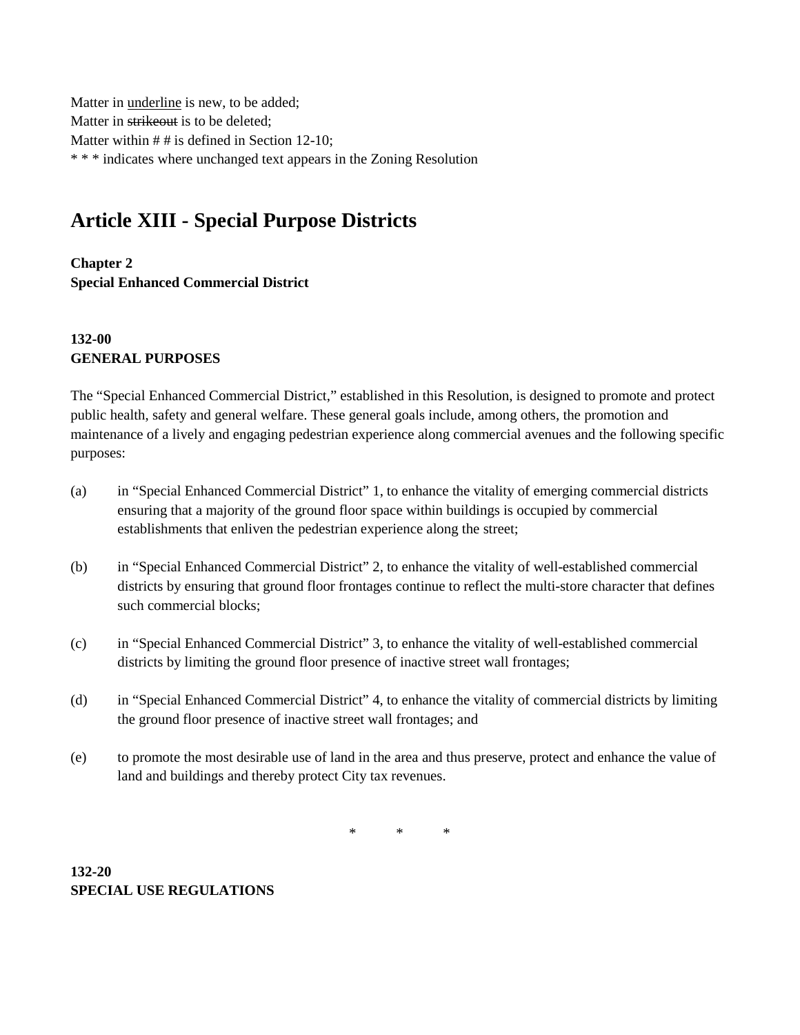Matter in <u>underline</u> is new, to be added;
Matter in ~~strikeout~~ is to be deleted;
Matter within # # is defined in Section 12-10;
* * * indicates where unchanged text appears in the Zoning Resolution

# Article XIII - Special Purpose Districts

**Chapter 2**
**Special Enhanced Commercial District**

**132-00**
**GENERAL PURPOSES**

The "Special Enhanced Commercial District," established in this Resolution, is designed to promote and protect public health, safety and general welfare. These general goals include, among others, the promotion and maintenance of a lively and engaging pedestrian experience along commercial avenues and the following specific purposes:

(a) in "Special Enhanced Commercial District" 1, to enhance the vitality of emerging commercial districts ensuring that a majority of the ground floor space within buildings is occupied by commercial establishments that enliven the pedestrian experience along the street;

(b) in "Special Enhanced Commercial District" 2, to enhance the vitality of well-established commercial districts by ensuring that ground floor frontages continue to reflect the multi-store character that defines such commercial blocks;

(c) in "Special Enhanced Commercial District" 3, to enhance the vitality of well-established commercial districts by limiting the ground floor presence of inactive street wall frontages;

(d) in "Special Enhanced Commercial District" 4, to enhance the vitality of commercial districts by limiting the ground floor presence of inactive street wall frontages; and

(e) to promote the most desirable use of land in the area and thus preserve, protect and enhance the value of land and buildings and thereby protect City tax revenues.

\* \* \*

**132-20**
**SPECIAL USE REGULATIONS**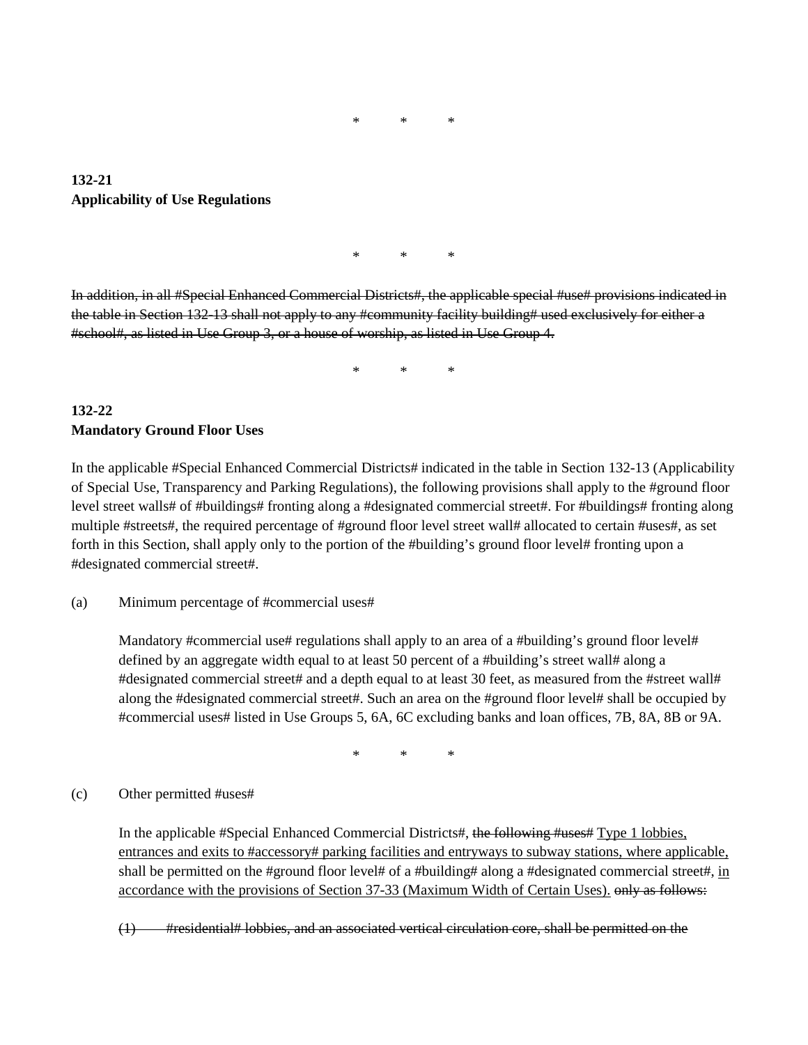\*  \*  \*

**132-21**
**Applicability of Use Regulations**

\*  \*  \*

~~In addition, in all #Special Enhanced Commercial Districts#, the applicable special #use# provisions indicated in the table in Section 132-13 shall not apply to any #community facility building# used exclusively for either a #school#, as listed in Use Group 3, or a house of worship, as listed in Use Group 4.~~

\*  \*  \*

**132-22**
**Mandatory Ground Floor Uses**

In the applicable #Special Enhanced Commercial Districts# indicated in the table in Section 132-13 (Applicability of Special Use, Transparency and Parking Regulations), the following provisions shall apply to the #ground floor level street walls# of #buildings# fronting along a #designated commercial street#. For #buildings# fronting along multiple #streets#, the required percentage of #ground floor level street wall# allocated to certain #uses#, as set forth in this Section, shall apply only to the portion of the #building's ground floor level# fronting upon a #designated commercial street#.

(a) Minimum percentage of #commercial uses#

Mandatory #commercial use# regulations shall apply to an area of a #building's ground floor level# defined by an aggregate width equal to at least 50 percent of a #building's street wall# along a #designated commercial street# and a depth equal to at least 30 feet, as measured from the #street wall# along the #designated commercial street#. Such an area on the #ground floor level# shall be occupied by #commercial uses# listed in Use Groups 5, 6A, 6C excluding banks and loan offices, 7B, 8A, 8B or 9A.

\*  \*  \*

(c) Other permitted #uses#

In the applicable #Special Enhanced Commercial Districts#, ~~the following #uses#~~ <u>Type 1 lobbies, entrances and exits to #accessory# parking facilities and entryways to subway stations, where applicable,</u> shall be permitted on the #ground floor level# of a #building# along a #designated commercial street#, <u>in accordance with the provisions of Section 37-33 (Maximum Width of Certain Uses).</u> ~~only as follows:~~

~~(1) #residential# lobbies, and an associated vertical circulation core, shall be permitted on the~~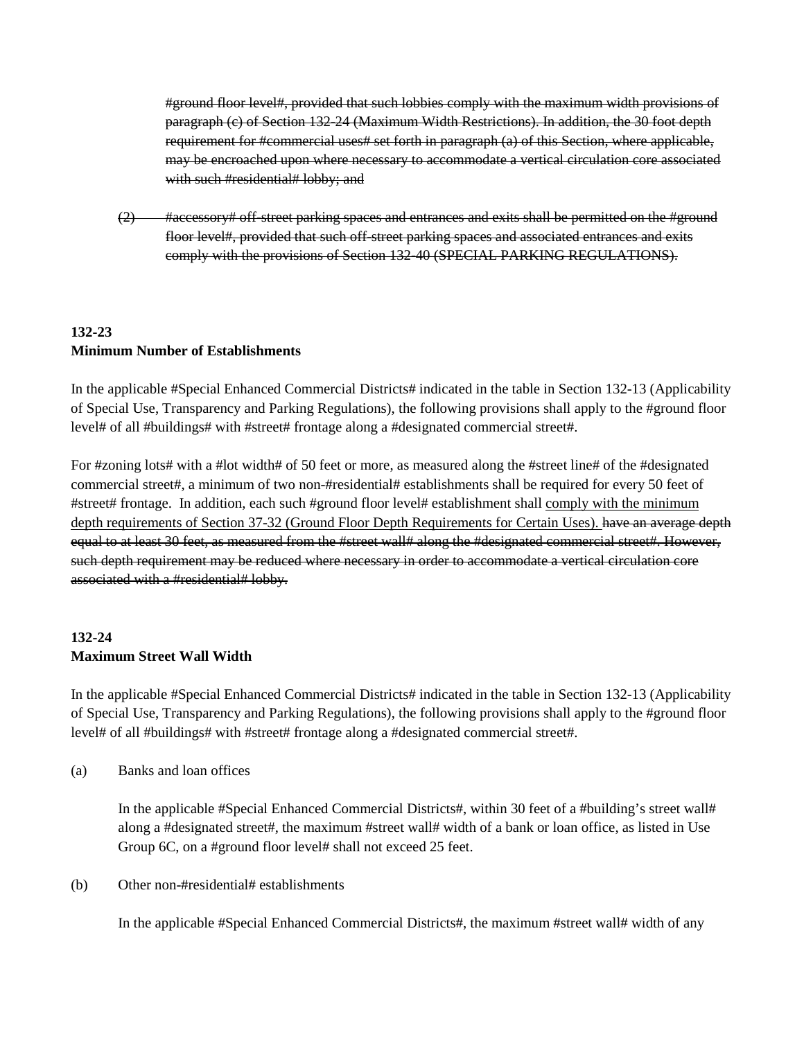~~#ground floor level#, provided that such lobbies comply with the maximum width provisions of paragraph (c) of Section 132-24 (Maximum Width Restrictions). In addition, the 30 foot depth requirement for #commercial uses# set forth in paragraph (a) of this Section, where applicable, may be encroached upon where necessary to accommodate a vertical circulation core associated with such #residential# lobby; and~~

~~(2) #accessory# off-street parking spaces and entrances and exits shall be permitted on the #ground floor level#, provided that such off-street parking spaces and associated entrances and exits comply with the provisions of Section 132-40 (SPECIAL PARKING REGULATIONS).~~

**132-23**
**Minimum Number of Establishments**

In the applicable #Special Enhanced Commercial Districts# indicated in the table in Section 132-13 (Applicability of Special Use, Transparency and Parking Regulations), the following provisions shall apply to the #ground floor level# of all #buildings# with #street# frontage along a #designated commercial street#.

For #zoning lots# with a #lot width# of 50 feet or more, as measured along the #street line# of the #designated commercial street#, a minimum of two non-#residential# establishments shall be required for every 50 feet of #street# frontage. In addition, each such #ground floor level# establishment shall <u>comply with the minimum depth requirements of Section 37-32 (Ground Floor Depth Requirements for Certain Uses).</u> ~~have an average depth equal to at least 30 feet, as measured from the #street wall# along the #designated commercial street#. However, such depth requirement may be reduced where necessary in order to accommodate a vertical circulation core associated with a #residential# lobby.~~

**132-24**
**Maximum Street Wall Width**

In the applicable #Special Enhanced Commercial Districts# indicated in the table in Section 132-13 (Applicability of Special Use, Transparency and Parking Regulations), the following provisions shall apply to the #ground floor level# of all #buildings# with #street# frontage along a #designated commercial street#.

(a) Banks and loan offices

In the applicable #Special Enhanced Commercial Districts#, within 30 feet of a #building's street wall# along a #designated street#, the maximum #street wall# width of a bank or loan office, as listed in Use Group 6C, on a #ground floor level# shall not exceed 25 feet.

(b) Other non-#residential# establishments

In the applicable #Special Enhanced Commercial Districts#, the maximum #street wall# width of any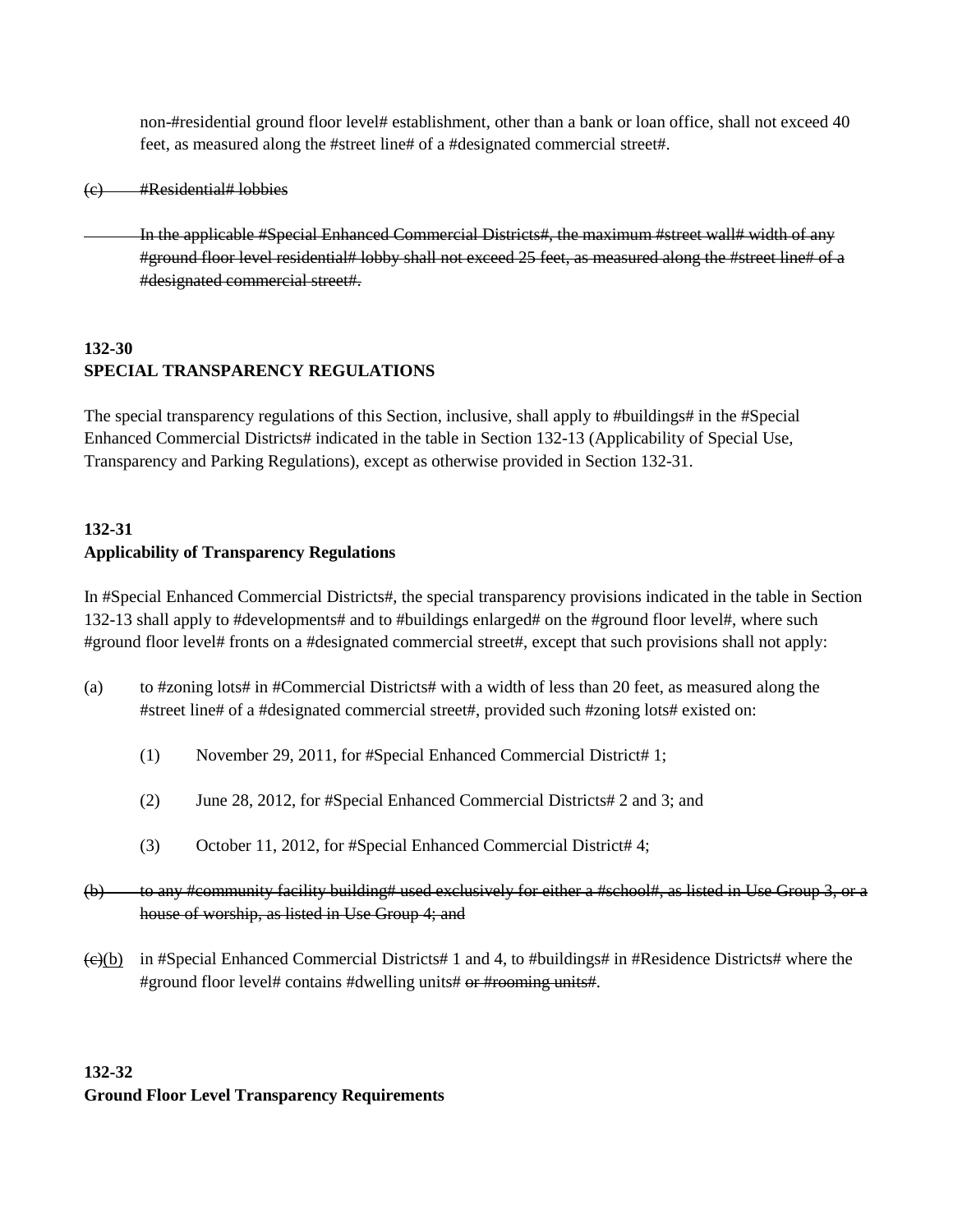non-#residential ground floor level# establishment, other than a bank or loan office, shall not exceed 40 feet, as measured along the #street line# of a #designated commercial street#.

~~(c) #Residential# lobbies~~

~~In the applicable #Special Enhanced Commercial Districts#, the maximum #street wall# width of any #ground floor level residential# lobby shall not exceed 25 feet, as measured along the #street line# of a #designated commercial street#.~~

**132-30**
**SPECIAL TRANSPARENCY REGULATIONS**

The special transparency regulations of this Section, inclusive, shall apply to #buildings# in the #Special Enhanced Commercial Districts# indicated in the table in Section 132-13 (Applicability of Special Use, Transparency and Parking Regulations), except as otherwise provided in Section 132-31.

**132-31**
**Applicability of Transparency Regulations**

In #Special Enhanced Commercial Districts#, the special transparency provisions indicated in the table in Section 132-13 shall apply to #developments# and to #buildings enlarged# on the #ground floor level#, where such #ground floor level# fronts on a #designated commercial street#, except that such provisions shall not apply:

(a) to #zoning lots# in #Commercial Districts# with a width of less than 20 feet, as measured along the #street line# of a #designated commercial street#, provided such #zoning lots# existed on:

   (1) November 29, 2011, for #Special Enhanced Commercial District# 1;

   (2) June 28, 2012, for #Special Enhanced Commercial Districts# 2 and 3; and

   (3) October 11, 2012, for #Special Enhanced Commercial District# 4;

~~(b) to any #community facility building# used exclusively for either a #school#, as listed in Use Group 3, or a house of worship, as listed in Use Group 4; and~~

~~(c)~~(b) in #Special Enhanced Commercial Districts# 1 and 4, to #buildings# in #Residence Districts# where the #ground floor level# contains #dwelling units# ~~or #rooming units#~~.

**132-32**
**Ground Floor Level Transparency Requirements**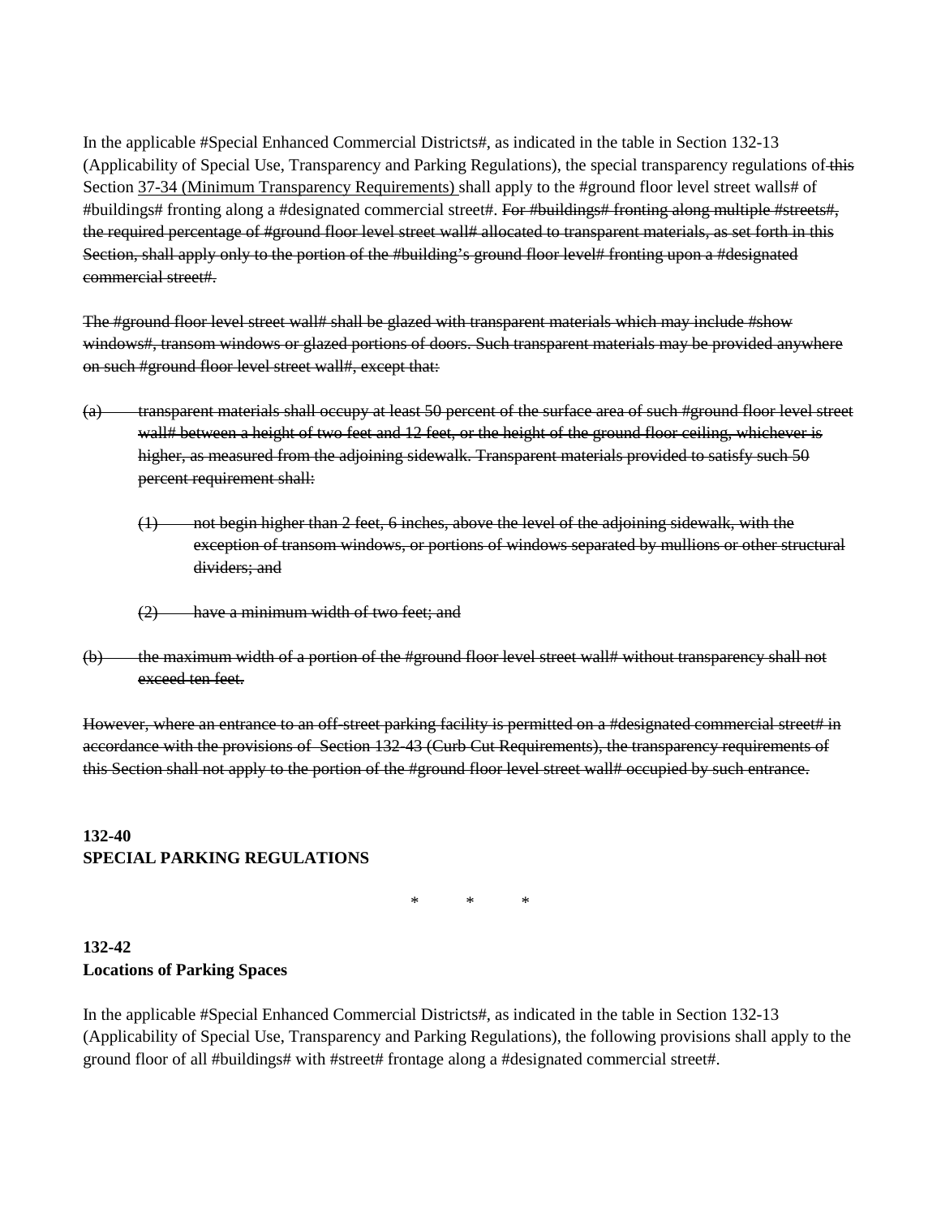In the applicable #Special Enhanced Commercial Districts#, as indicated in the table in Section 132-13 (Applicability of Special Use, Transparency and Parking Regulations), the special transparency regulations of ~~this~~ Section <u>37-34 (Minimum Transparency Requirements)</u> shall apply to the #ground floor level street walls# of #buildings# fronting along a #designated commercial street#. ~~For #buildings# fronting along multiple #streets#, the required percentage of #ground floor level street wall# allocated to transparent materials, as set forth in this Section, shall apply only to the portion of the #building's ground floor level# fronting upon a #designated commercial street#.~~

~~The #ground floor level street wall# shall be glazed with transparent materials which may include #show windows#, transom windows or glazed portions of doors. Such transparent materials may be provided anywhere on such #ground floor level street wall#, except that:~~

~~(a) transparent materials shall occupy at least 50 percent of the surface area of such #ground floor level street wall# between a height of two feet and 12 feet, or the height of the ground floor ceiling, whichever is higher, as measured from the adjoining sidewalk. Transparent materials provided to satisfy such 50 percent requirement shall:~~

~~(1) not begin higher than 2 feet, 6 inches, above the level of the adjoining sidewalk, with the exception of transom windows, or portions of windows separated by mullions or other structural dividers; and~~

~~(2) have a minimum width of two feet; and~~

~~(b) the maximum width of a portion of the #ground floor level street wall# without transparency shall not exceed ten feet.~~

~~However, where an entrance to an off-street parking facility is permitted on a #designated commercial street# in accordance with the provisions of Section 132-43 (Curb Cut Requirements), the transparency requirements of this Section shall not apply to the portion of the #ground floor level street wall# occupied by such entrance.~~

**132-40**
**SPECIAL PARKING REGULATIONS**

\* \* \*

**132-42**
**Locations of Parking Spaces**

In the applicable #Special Enhanced Commercial Districts#, as indicated in the table in Section 132-13 (Applicability of Special Use, Transparency and Parking Regulations), the following provisions shall apply to the ground floor of all #buildings# with #street# frontage along a #designated commercial street#.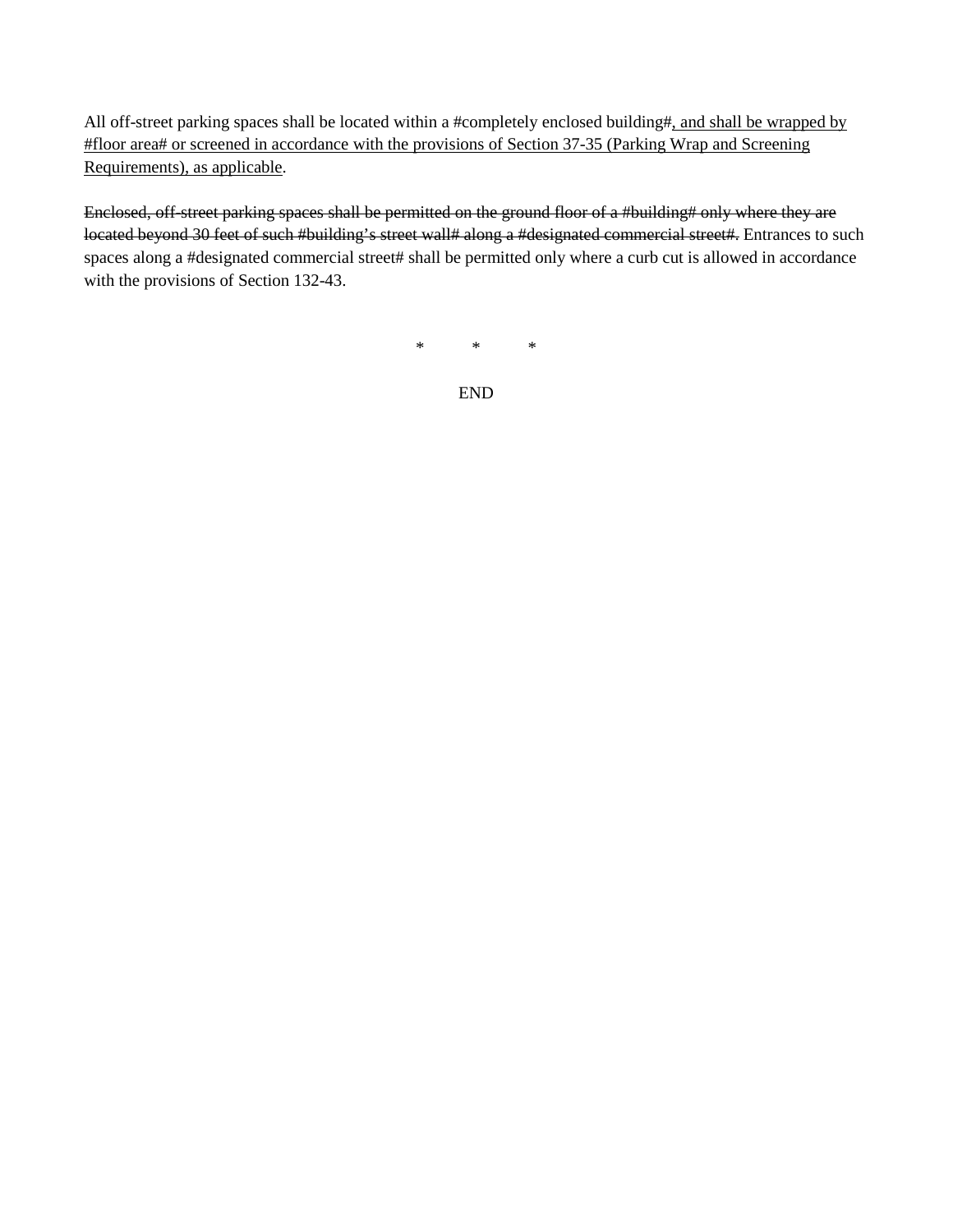All off-street parking spaces shall be located within a #completely enclosed building#<u>, and shall be wrapped by #floor area# or screened in accordance with the provisions of Section 37-35 (Parking Wrap and Screening Requirements), as applicable</u>.

~~Enclosed, off-street parking spaces shall be permitted on the ground floor of a #building# only where they are located beyond 30 feet of such #building's street wall# along a #designated commercial street#.~~ Entrances to such spaces along a #designated commercial street# shall be permitted only where a curb cut is allowed in accordance with the provisions of Section 132-43.

\*  \*  \*

END